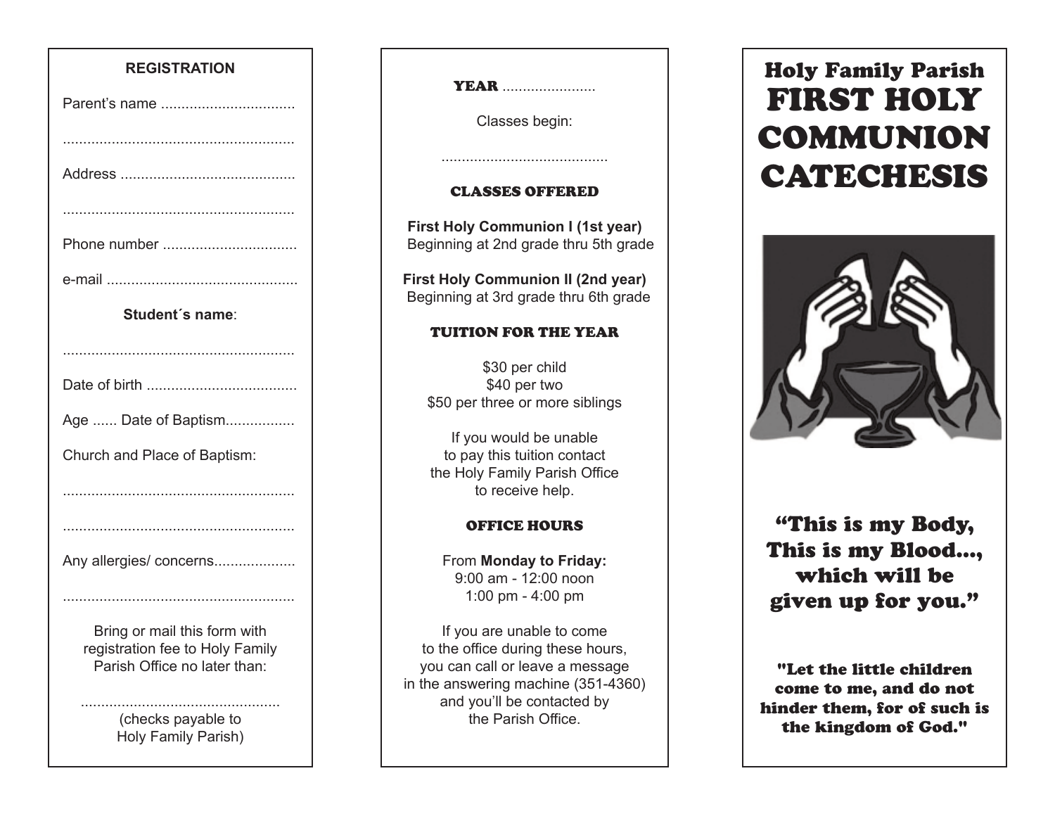## REGISTRATION

Parent's name .................................

.........................................................

Address ...........................................

.........................................................

Phone number .................................

e-mail ..............................................

**Student´s name**:

.........................................................

Date of birth .....................................

Age ...... Date of Baptism.................

Church and Place of Baptism:

.........................................................

.........................................................

Any allergies/ concerns....................

.........................................................

Bring or mail this form with registration fee to Holy Family Parish Office no later than:

.................................................

(checks payable to Holy Family Parish)

**YEAR** .......................

Classes begin:

.........................................

### CLASSES OFFERED

**First Holy Communion I (1st year)**
Beginning at 2nd grade thru 5th grade

**First Holy Communion II (2nd year)**
Beginning at 3rd grade thru 6th grade

### TUITION FOR THE YEAR

$30 per child
$40 per two
$50 per three or more siblings

If you would be unable to pay this tuition contact the Holy Family Parish Office to receive help.

### OFFICE HOURS

From **Monday to Friday:**
9:00 am - 12:00 noon
1:00 pm - 4:00 pm

If you are unable to come to the office during these hours, you can call or leave a message in the answering machine (351-4360) and you'll be contacted by the Parish Office.

## Holy Family Parish

# FIRST HOLY COMMUNION CATECHESIS

**"This is my Body, This is my Blood..., which will be given up for you."**

**"Let the little children come to me, and do not hinder them, for of such is the kingdom of God."**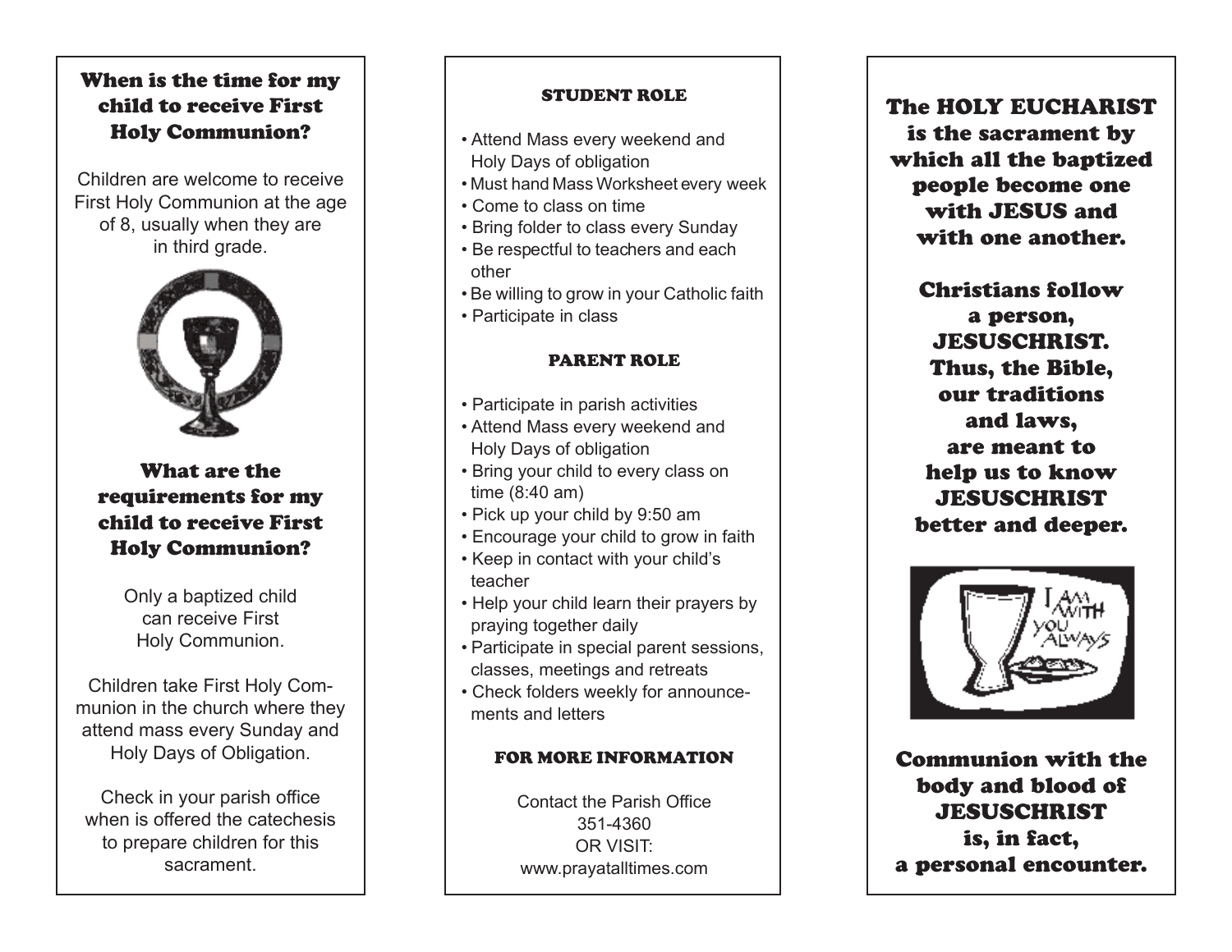## When is the time for my child to receive First Holy Communion?

Children are welcome to receive First Holy Communion at the age of 8, usually when they are in third grade.

## What are the requirements for my child to receive First Holy Communion?

Only a baptized child can receive First Holy Communion.

Children take First Holy Communion in the church where they attend mass every Sunday and Holy Days of Obligation.

Check in your parish office when is offered the catechesis to prepare children for this sacrament.

### STUDENT ROLE

- Attend Mass every weekend and Holy Days of obligation
- Must hand Mass Worksheet every week
- Come to class on time
- Bring folder to class every Sunday
- Be respectful to teachers and each other
- Be willing to grow in your Catholic faith
- Participate in class

### PARENT ROLE

- Participate in parish activities
- Attend Mass every weekend and Holy Days of obligation
- Bring your child to every class on time (8:40 am)
- Pick up your child by 9:50 am
- Encourage your child to grow in faith
- Keep in contact with your child's teacher
- Help your child learn their prayers by praying together daily
- Participate in special parent sessions, classes, meetings and retreats
- Check folders weekly for announcements and letters

### FOR MORE INFORMATION

Contact the Parish Office
351-4360
OR VISIT:
www.prayatalltimes.com

**The HOLY EUCHARIST is the sacrament by which all the baptized people become one with JESUS and with one another.**

**Christians follow a person, JESUSCHRIST. Thus, the Bible, our traditions and laws, are meant to help us to know JESUSCHRIST better and deeper.**

I AM WITH YOU ALWAYS

**Communion with the body and blood of JESUSCHRIST is, in fact, a personal encounter.**